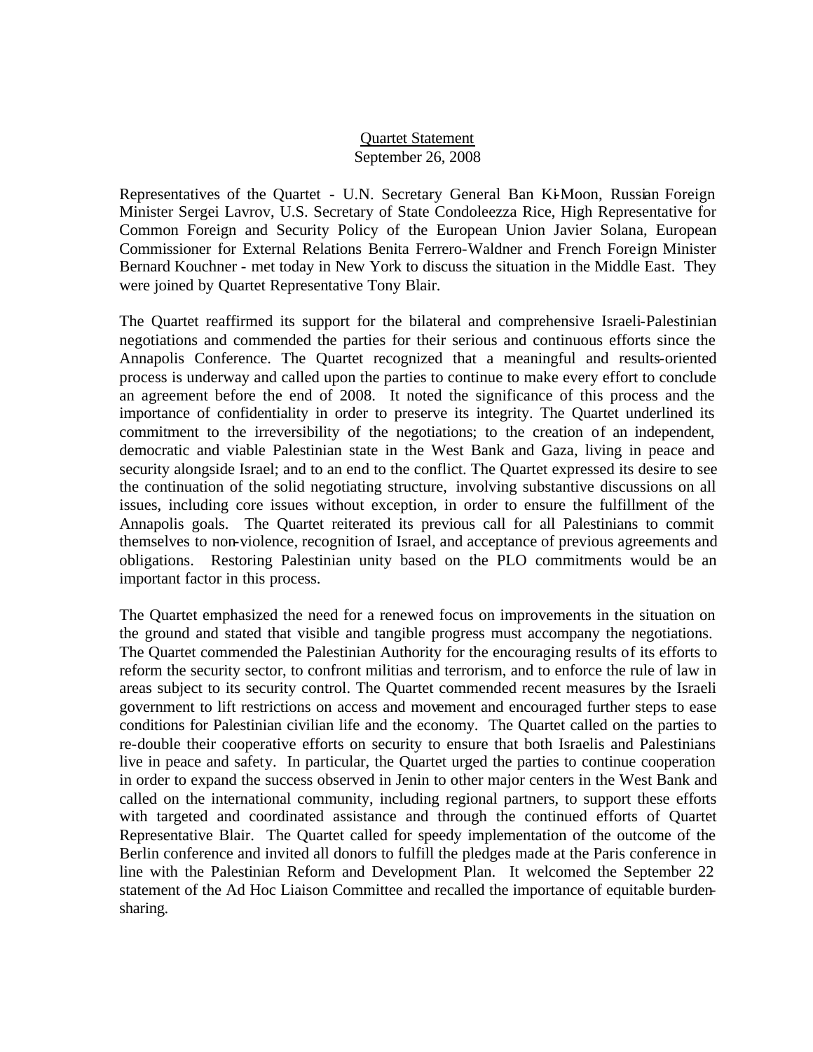<u>Quartet Statement</u>
September 26, 2008

Representatives of the Quartet - U.N. Secretary General Ban Ki-Moon, Russian Foreign Minister Sergei Lavrov, U.S. Secretary of State Condoleezza Rice, High Representative for Common Foreign and Security Policy of the European Union Javier Solana, European Commissioner for External Relations Benita Ferrero-Waldner and French Foreign Minister Bernard Kouchner - met today in New York to discuss the situation in the Middle East. They were joined by Quartet Representative Tony Blair.

The Quartet reaffirmed its support for the bilateral and comprehensive Israeli-Palestinian negotiations and commended the parties for their serious and continuous efforts since the Annapolis Conference. The Quartet recognized that a meaningful and results-oriented process is underway and called upon the parties to continue to make every effort to conclude an agreement before the end of 2008. It noted the significance of this process and the importance of confidentiality in order to preserve its integrity. The Quartet underlined its commitment to the irreversibility of the negotiations; to the creation of an independent, democratic and viable Palestinian state in the West Bank and Gaza, living in peace and security alongside Israel; and to an end to the conflict. The Quartet expressed its desire to see the continuation of the solid negotiating structure, involving substantive discussions on all issues, including core issues without exception, in order to ensure the fulfillment of the Annapolis goals. The Quartet reiterated its previous call for all Palestinians to commit themselves to non-violence, recognition of Israel, and acceptance of previous agreements and obligations. Restoring Palestinian unity based on the PLO commitments would be an important factor in this process.

The Quartet emphasized the need for a renewed focus on improvements in the situation on the ground and stated that visible and tangible progress must accompany the negotiations. The Quartet commended the Palestinian Authority for the encouraging results of its efforts to reform the security sector, to confront militias and terrorism, and to enforce the rule of law in areas subject to its security control. The Quartet commended recent measures by the Israeli government to lift restrictions on access and movement and encouraged further steps to ease conditions for Palestinian civilian life and the economy. The Quartet called on the parties to re-double their cooperative efforts on security to ensure that both Israelis and Palestinians live in peace and safety. In particular, the Quartet urged the parties to continue cooperation in order to expand the success observed in Jenin to other major centers in the West Bank and called on the international community, including regional partners, to support these efforts with targeted and coordinated assistance and through the continued efforts of Quartet Representative Blair. The Quartet called for speedy implementation of the outcome of the Berlin conference and invited all donors to fulfill the pledges made at the Paris conference in line with the Palestinian Reform and Development Plan. It welcomed the September 22 statement of the Ad Hoc Liaison Committee and recalled the importance of equitable burden-sharing.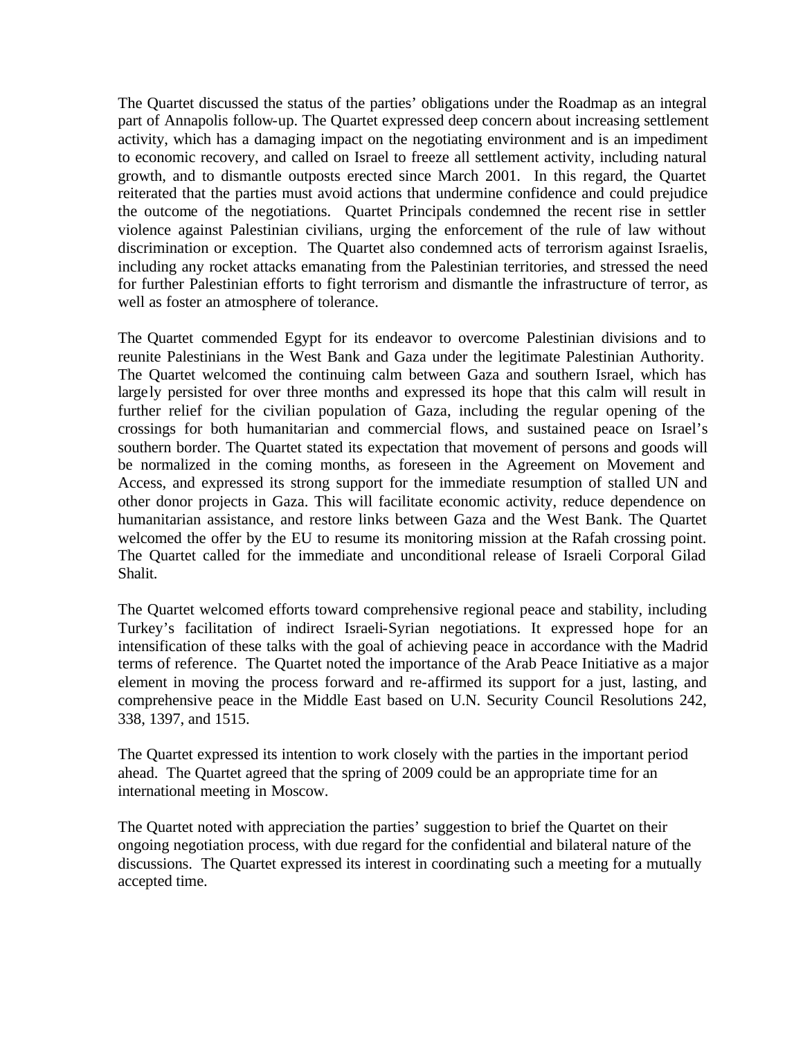The Quartet discussed the status of the parties' obligations under the Roadmap as an integral part of Annapolis follow-up. The Quartet expressed deep concern about increasing settlement activity, which has a damaging impact on the negotiating environment and is an impediment to economic recovery, and called on Israel to freeze all settlement activity, including natural growth, and to dismantle outposts erected since March 2001. In this regard, the Quartet reiterated that the parties must avoid actions that undermine confidence and could prejudice the outcome of the negotiations. Quartet Principals condemned the recent rise in settler violence against Palestinian civilians, urging the enforcement of the rule of law without discrimination or exception. The Quartet also condemned acts of terrorism against Israelis, including any rocket attacks emanating from the Palestinian territories, and stressed the need for further Palestinian efforts to fight terrorism and dismantle the infrastructure of terror, as well as foster an atmosphere of tolerance.

The Quartet commended Egypt for its endeavor to overcome Palestinian divisions and to reunite Palestinians in the West Bank and Gaza under the legitimate Palestinian Authority. The Quartet welcomed the continuing calm between Gaza and southern Israel, which has largely persisted for over three months and expressed its hope that this calm will result in further relief for the civilian population of Gaza, including the regular opening of the crossings for both humanitarian and commercial flows, and sustained peace on Israel's southern border. The Quartet stated its expectation that movement of persons and goods will be normalized in the coming months, as foreseen in the Agreement on Movement and Access, and expressed its strong support for the immediate resumption of stalled UN and other donor projects in Gaza. This will facilitate economic activity, reduce dependence on humanitarian assistance, and restore links between Gaza and the West Bank. The Quartet welcomed the offer by the EU to resume its monitoring mission at the Rafah crossing point. The Quartet called for the immediate and unconditional release of Israeli Corporal Gilad Shalit.

The Quartet welcomed efforts toward comprehensive regional peace and stability, including Turkey's facilitation of indirect Israeli-Syrian negotiations. It expressed hope for an intensification of these talks with the goal of achieving peace in accordance with the Madrid terms of reference. The Quartet noted the importance of the Arab Peace Initiative as a major element in moving the process forward and re-affirmed its support for a just, lasting, and comprehensive peace in the Middle East based on U.N. Security Council Resolutions 242, 338, 1397, and 1515.

The Quartet expressed its intention to work closely with the parties in the important period ahead. The Quartet agreed that the spring of 2009 could be an appropriate time for an international meeting in Moscow.

The Quartet noted with appreciation the parties' suggestion to brief the Quartet on their ongoing negotiation process, with due regard for the confidential and bilateral nature of the discussions. The Quartet expressed its interest in coordinating such a meeting for a mutually accepted time.